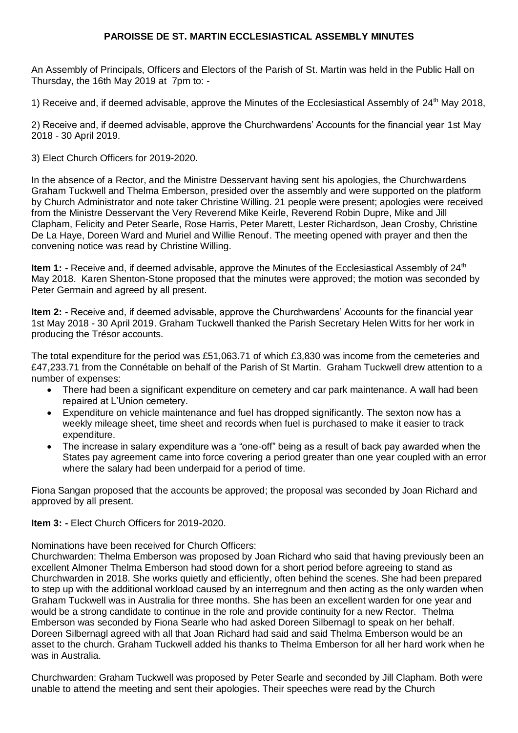# PAROISSE DE ST. MARTIN ECCLESIASTICAL ASSEMBLY MINUTES

An Assembly of Principals, Officers and Electors of the Parish of St. Martin was held in the Public Hall on Thursday, the 16th May 2019 at 7pm to: -

1) Receive and, if deemed advisable, approve the Minutes of the Ecclesiastical Assembly of 24th May 2018,

2) Receive and, if deemed advisable, approve the Churchwardens' Accounts for the financial year 1st May 2018 - 30 April 2019.

3) Elect Church Officers for 2019-2020.

In the absence of a Rector, and the Ministre Desservant having sent his apologies, the Churchwardens Graham Tuckwell and Thelma Emberson, presided over the assembly and were supported on the platform by Church Administrator and note taker Christine Willing. 21 people were present; apologies were received from the Ministre Desservant the Very Reverend Mike Keirle, Reverend Robin Dupre, Mike and Jill Clapham, Felicity and Peter Searle, Rose Harris, Peter Marett, Lester Richardson, Jean Crosby, Christine De La Haye, Doreen Ward and Muriel and Willie Renouf. The meeting opened with prayer and then the convening notice was read by Christine Willing.

**Item 1: -** Receive and, if deemed advisable, approve the Minutes of the Ecclesiastical Assembly of 24th May 2018. Karen Shenton-Stone proposed that the minutes were approved; the motion was seconded by Peter Germain and agreed by all present.

**Item 2: -** Receive and, if deemed advisable, approve the Churchwardens' Accounts for the financial year 1st May 2018 - 30 April 2019. Graham Tuckwell thanked the Parish Secretary Helen Witts for her work in producing the Trésor accounts.

The total expenditure for the period was £51,063.71 of which £3,830 was income from the cemeteries and £47,233.71 from the Connétable on behalf of the Parish of St Martin. Graham Tuckwell drew attention to a number of expenses:

- There had been a significant expenditure on cemetery and car park maintenance. A wall had been repaired at L'Union cemetery.
- Expenditure on vehicle maintenance and fuel has dropped significantly. The sexton now has a weekly mileage sheet, time sheet and records when fuel is purchased to make it easier to track expenditure.
- The increase in salary expenditure was a "one-off" being as a result of back pay awarded when the States pay agreement came into force covering a period greater than one year coupled with an error where the salary had been underpaid for a period of time.

Fiona Sangan proposed that the accounts be approved; the proposal was seconded by Joan Richard and approved by all present.

**Item 3: -** Elect Church Officers for 2019-2020.

Nominations have been received for Church Officers:

Churchwarden: Thelma Emberson was proposed by Joan Richard who said that having previously been an excellent Almoner Thelma Emberson had stood down for a short period before agreeing to stand as Churchwarden in 2018. She works quietly and efficiently, often behind the scenes. She had been prepared to step up with the additional workload caused by an interregnum and then acting as the only warden when Graham Tuckwell was in Australia for three months. She has been an excellent warden for one year and would be a strong candidate to continue in the role and provide continuity for a new Rector. Thelma Emberson was seconded by Fiona Searle who had asked Doreen Silbernagl to speak on her behalf. Doreen Silbernagl agreed with all that Joan Richard had said and said Thelma Emberson would be an asset to the church. Graham Tuckwell added his thanks to Thelma Emberson for all her hard work when he was in Australia.

Churchwarden: Graham Tuckwell was proposed by Peter Searle and seconded by Jill Clapham. Both were unable to attend the meeting and sent their apologies. Their speeches were read by the Church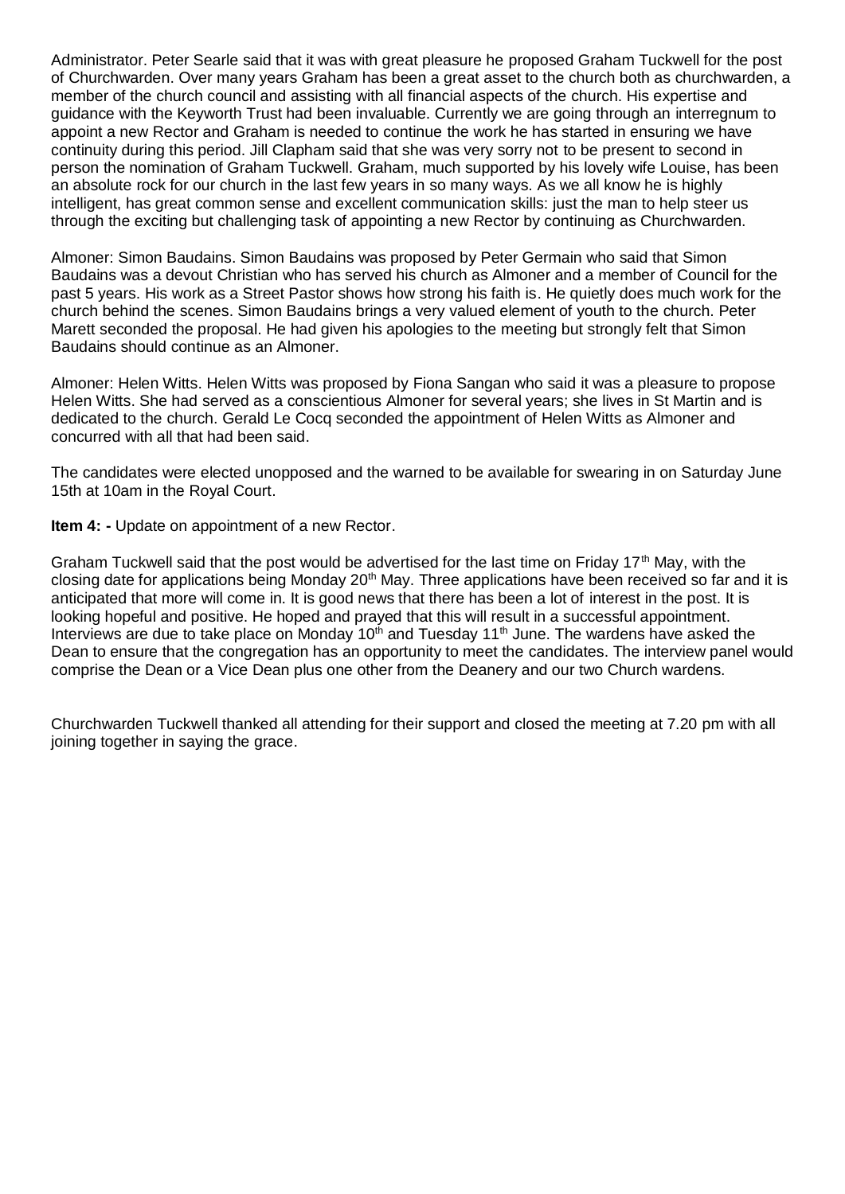Administrator. Peter Searle said that it was with great pleasure he proposed Graham Tuckwell for the post of Churchwarden. Over many years Graham has been a great asset to the church both as churchwarden, a member of the church council and assisting with all financial aspects of the church. His expertise and guidance with the Keyworth Trust had been invaluable. Currently we are going through an interregnum to appoint a new Rector and Graham is needed to continue the work he has started in ensuring we have continuity during this period. Jill Clapham said that she was very sorry not to be present to second in person the nomination of Graham Tuckwell. Graham, much supported by his lovely wife Louise, has been an absolute rock for our church in the last few years in so many ways. As we all know he is highly intelligent, has great common sense and excellent communication skills: just the man to help steer us through the exciting but challenging task of appointing a new Rector by continuing as Churchwarden.

Almoner: Simon Baudains. Simon Baudains was proposed by Peter Germain who said that Simon Baudains was a devout Christian who has served his church as Almoner and a member of Council for the past 5 years. His work as a Street Pastor shows how strong his faith is. He quietly does much work for the church behind the scenes. Simon Baudains brings a very valued element of youth to the church. Peter Marett seconded the proposal. He had given his apologies to the meeting but strongly felt that Simon Baudains should continue as an Almoner.

Almoner: Helen Witts. Helen Witts was proposed by Fiona Sangan who said it was a pleasure to propose Helen Witts. She had served as a conscientious Almoner for several years; she lives in St Martin and is dedicated to the church. Gerald Le Cocq seconded the appointment of Helen Witts as Almoner and concurred with all that had been said.

The candidates were elected unopposed and the warned to be available for swearing in on Saturday June 15th at 10am in the Royal Court.

**Item 4: -** Update on appointment of a new Rector.

Graham Tuckwell said that the post would be advertised for the last time on Friday 17th May, with the closing date for applications being Monday 20th May. Three applications have been received so far and it is anticipated that more will come in. It is good news that there has been a lot of interest in the post. It is looking hopeful and positive. He hoped and prayed that this will result in a successful appointment. Interviews are due to take place on Monday 10th and Tuesday 11th June. The wardens have asked the Dean to ensure that the congregation has an opportunity to meet the candidates. The interview panel would comprise the Dean or a Vice Dean plus one other from the Deanery and our two Church wardens.

Churchwarden Tuckwell thanked all attending for their support and closed the meeting at 7.20 pm with all joining together in saying the grace.